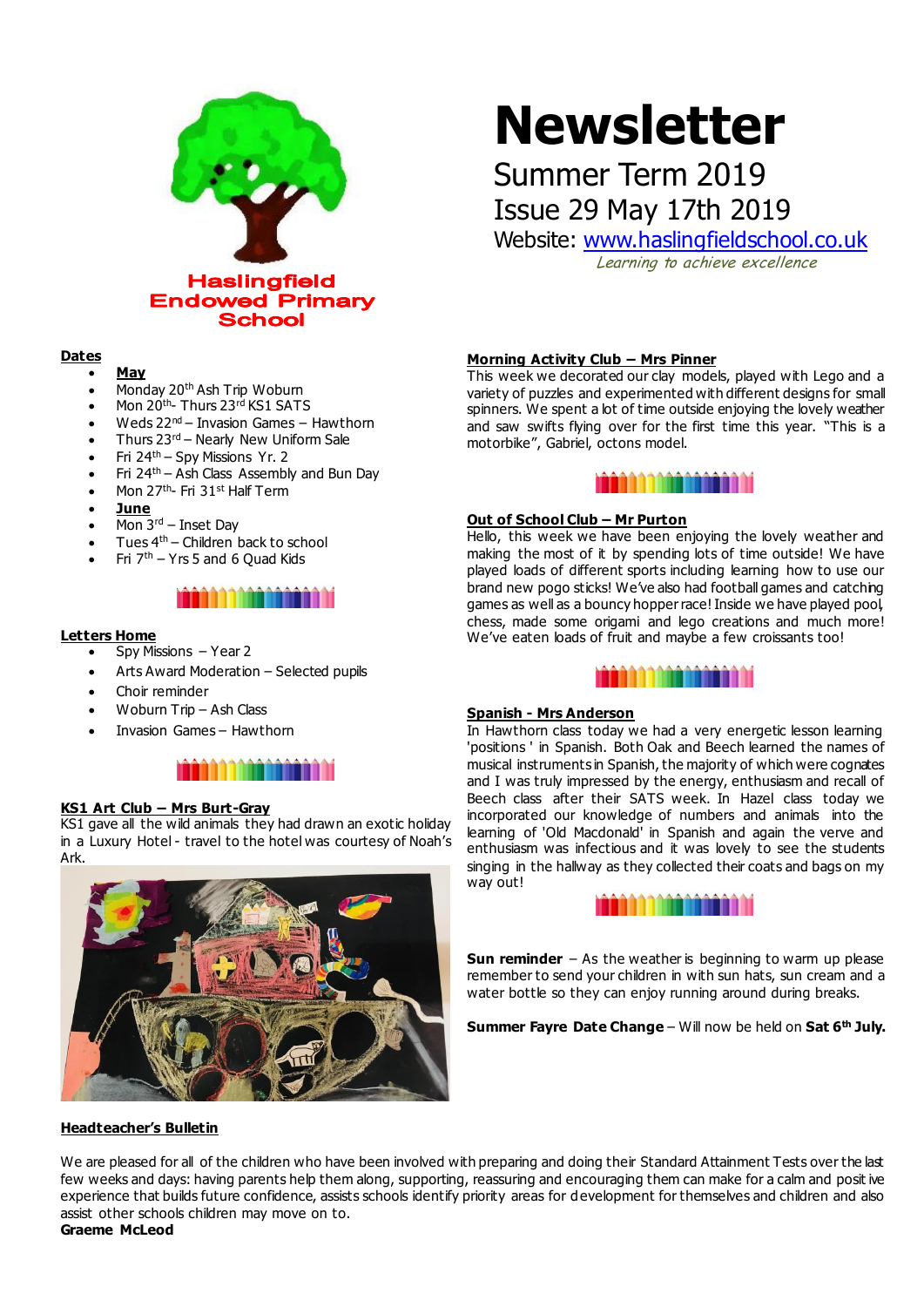Haslingfield Endowed Primary School

# Newsletter

Summer Term 2019

Issue 29 May 17th 2019

Website: www.haslingfieldschool.co.uk

*Learning to achieve excellence*

## Dates

- **May**
- Monday 20th Ash Trip Woburn
- Mon 20th- Thurs 23rd KS1 SATS
- Weds 22nd – Invasion Games – Hawthorn
- Thurs 23rd – Nearly New Uniform Sale
- Fri 24th – Spy Missions Yr. 2
- Fri 24th – Ash Class Assembly and Bun Day
- Mon 27th- Fri 31st Half Term
- **June**
- Mon 3rd – Inset Day
- Tues 4th – Children back to school
- Fri 7th – Yrs 5 and 6 Quad Kids

## Letters Home

- Spy Missions – Year 2
- Arts Award Moderation – Selected pupils
- Choir reminder
- Woburn Trip – Ash Class
- Invasion Games – Hawthorn

## KS1 Art Club – Mrs Burt-Gray

KS1 gave all the wild animals they had drawn an exotic holiday in a Luxury Hotel - travel to the hotel was courtesy of Noah's Ark.

## Morning Activity Club – Mrs Pinner

This week we decorated our clay models, played with Lego and a variety of puzzles and experimented with different designs for small spinners. We spent a lot of time outside enjoying the lovely weather and saw swifts flying over for the first time this year. "This is a motorbike", Gabriel, octons model.

## Out of School Club – Mr Purton

Hello, this week we have been enjoying the lovely weather and making the most of it by spending lots of time outside! We have played loads of different sports including learning how to use our brand new pogo sticks! We've also had football games and catching games as well as a bouncy hopper race! Inside we have played pool, chess, made some origami and lego creations and much more! We've eaten loads of fruit and maybe a few croissants too!

## Spanish - Mrs Anderson

In Hawthorn class today we had a very energetic lesson learning 'positions ' in Spanish. Both Oak and Beech learned the names of musical instruments in Spanish, the majority of which were cognates and I was truly impressed by the energy, enthusiasm and recall of Beech class after their SATS week. In Hazel class today we incorporated our knowledge of numbers and animals into the learning of 'Old Macdonald' in Spanish and again the verve and enthusiasm was infectious and it was lovely to see the students singing in the hallway as they collected their coats and bags on my way out!

**Sun reminder** – As the weather is beginning to warm up please remember to send your children in with sun hats, sun cream and a water bottle so they can enjoy running around during breaks.

**Summer Fayre Date Change** – Will now be held on **Sat 6th July.**

## Headteacher's Bulletin

We are pleased for all of the children who have been involved with preparing and doing their Standard Attainment Tests over the last few weeks and days: having parents help them along, supporting, reassuring and encouraging them can make for a calm and positive experience that builds future confidence, assists schools identify priority areas for development for themselves and children and also assist other schools children may move on to.

**Graeme McLeod**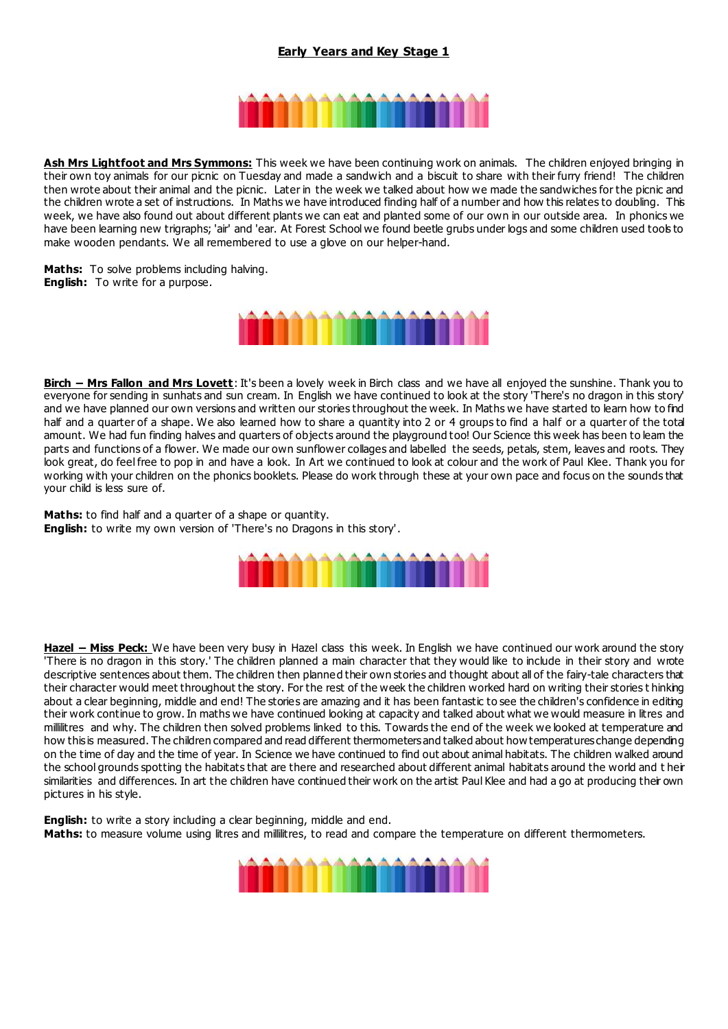## Early Years and Key Stage 1

**Ash Mrs Lightfoot and Mrs Symmons:** This week we have been continuing work on animals. The children enjoyed bringing in their own toy animals for our picnic on Tuesday and made a sandwich and a biscuit to share with their furry friend! The children then wrote about their animal and the picnic. Later in the week we talked about how we made the sandwiches for the picnic and the children wrote a set of instructions. In Maths we have introduced finding half of a number and how this relates to doubling. This week, we have also found out about different plants we can eat and planted some of our own in our outside area. In phonics we have been learning new trigraphs; 'air' and 'ear. At Forest School we found beetle grubs under logs and some children used tools to make wooden pendants. We all remembered to use a glove on our helper-hand.

**Maths:** To solve problems including halving.
**English:** To write for a purpose.

**Birch – Mrs Fallon and Mrs Lovett**: It's been a lovely week in Birch class and we have all enjoyed the sunshine. Thank you to everyone for sending in sunhats and sun cream. In English we have continued to look at the story 'There's no dragon in this story' and we have planned our own versions and written our stories throughout the week. In Maths we have started to learn how to find half and a quarter of a shape. We also learned how to share a quantity into 2 or 4 groups to find a half or a quarter of the total amount. We had fun finding halves and quarters of objects around the playground too! Our Science this week has been to learn the parts and functions of a flower. We made our own sunflower collages and labelled the seeds, petals, stem, leaves and roots. They look great, do feel free to pop in and have a look. In Art we continued to look at colour and the work of Paul Klee. Thank you for working with your children on the phonics booklets. Please do work through these at your own pace and focus on the sounds that your child is less sure of.

**Maths:** to find half and a quarter of a shape or quantity.
**English:** to write my own version of 'There's no Dragons in this story'.

**Hazel – Miss Peck:** We have been very busy in Hazel class this week. In English we have continued our work around the story 'There is no dragon in this story.' The children planned a main character that they would like to include in their story and wrote descriptive sentences about them. The children then planned their own stories and thought about all of the fairy-tale characters that their character would meet throughout the story. For the rest of the week the children worked hard on writing their stories thinking about a clear beginning, middle and end! The stories are amazing and it has been fantastic to see the children's confidence in editing their work continue to grow. In maths we have continued looking at capacity and talked about what we would measure in litres and millilitres and why. The children then solved problems linked to this. Towards the end of the week we looked at temperature and how this is measured. The children compared and read different thermometers and talked about how temperatures change depending on the time of day and the time of year. In Science we have continued to find out about animal habitats. The children walked around the school grounds spotting the habitats that are there and researched about different animal habitats around the world and their similarities and differences. In art the children have continued their work on the artist Paul Klee and had a go at producing their own pictures in his style.

**English:** to write a story including a clear beginning, middle and end.
**Maths:** to measure volume using litres and millilitres, to read and compare the temperature on different thermometers.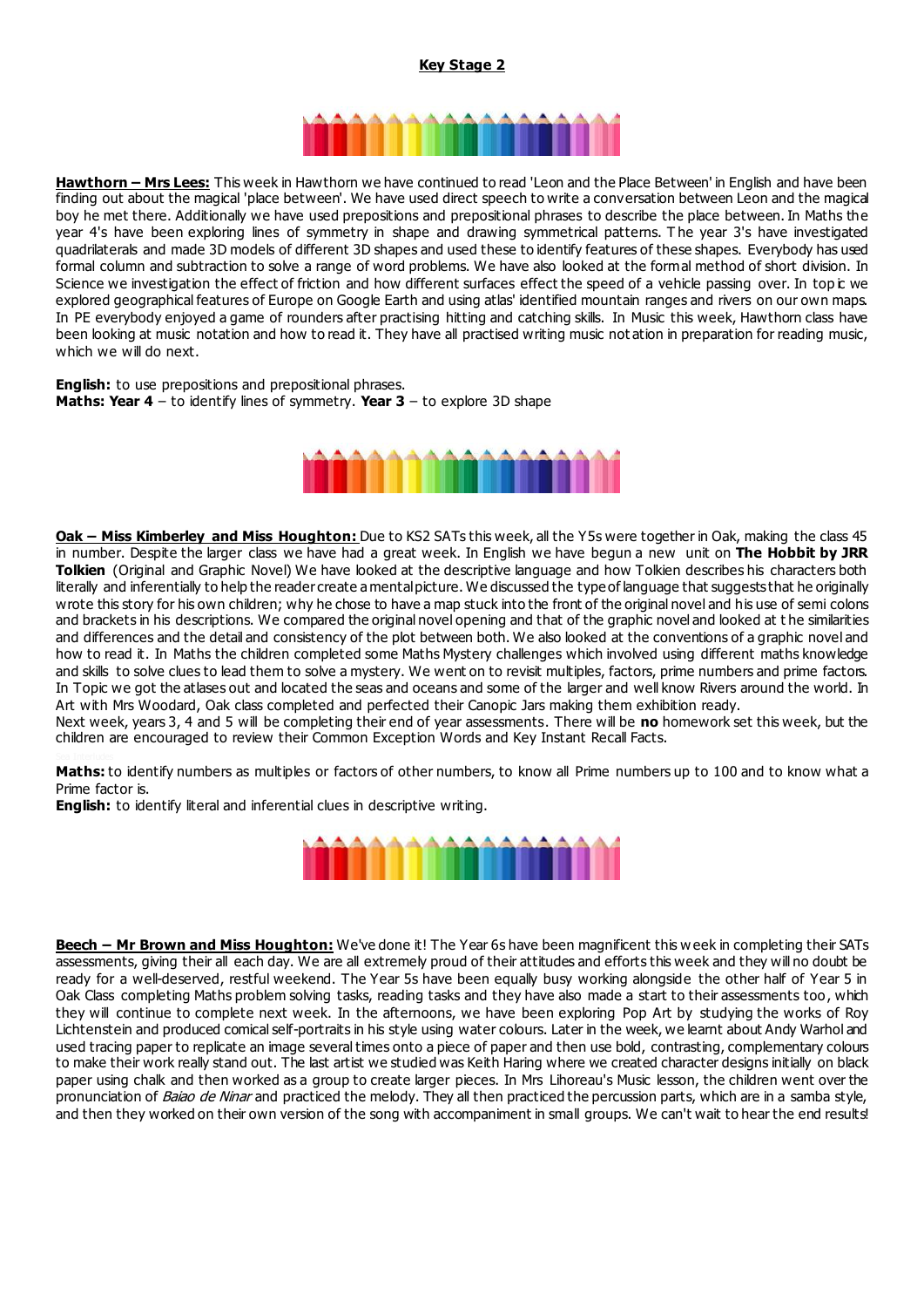## Key Stage 2

**Hawthorn – Mrs Lees:** This week in Hawthorn we have continued to read 'Leon and the Place Between' in English and have been finding out about the magical 'place between'. We have used direct speech to write a conversation between Leon and the magical boy he met there. Additionally we have used prepositions and prepositional phrases to describe the place between. In Maths the year 4's have been exploring lines of symmetry in shape and drawing symmetrical patterns. The year 3's have investigated quadrilaterals and made 3D models of different 3D shapes and used these to identify features of these shapes. Everybody has used formal column and subtraction to solve a range of word problems. We have also looked at the formal method of short division. In Science we investigation the effect of friction and how different surfaces effect the speed of a vehicle passing over. In topic we explored geographical features of Europe on Google Earth and using atlas' identified mountain ranges and rivers on our own maps. In PE everybody enjoyed a game of rounders after practising hitting and catching skills. In Music this week, Hawthorn class have been looking at music notation and how to read it. They have all practised writing music notation in preparation for reading music, which we will do next.

**English:** to use prepositions and prepositional phrases.
**Maths: Year 4** – to identify lines of symmetry. **Year 3** – to explore 3D shape

**Oak – Miss Kimberley and Miss Houghton:** Due to KS2 SATs this week, all the Y5s were together in Oak, making the class 45 in number. Despite the larger class we have had a great week. In English we have begun a new unit on **The Hobbit by JRR Tolkien** (Original and Graphic Novel) We have looked at the descriptive language and how Tolkien describes his characters both literally and inferentially to help the reader create a mental picture. We discussed the type of language that suggests that he originally wrote this story for his own children; why he chose to have a map stuck into the front of the original novel and his use of semi colons and brackets in his descriptions. We compared the original novel opening and that of the graphic novel and looked at the similarities and differences and the detail and consistency of the plot between both. We also looked at the conventions of a graphic novel and how to read it. In Maths the children completed some Maths Mystery challenges which involved using different maths knowledge and skills to solve clues to lead them to solve a mystery. We went on to revisit multiples, factors, prime numbers and prime factors. In Topic we got the atlases out and located the seas and oceans and some of the larger and well know Rivers around the world. In Art with Mrs Woodard, Oak class completed and perfected their Canopic Jars making them exhibition ready.
Next week, years 3, 4 and 5 will be completing their end of year assessments. There will be **no** homework set this week, but the children are encouraged to review their Common Exception Words and Key Instant Recall Facts.

**Maths:** to identify numbers as multiples or factors of other numbers, to know all Prime numbers up to 100 and to know what a Prime factor is.
**English:** to identify literal and inferential clues in descriptive writing.

**Beech – Mr Brown and Miss Houghton:** We've done it! The Year 6s have been magnificent this week in completing their SATs assessments, giving their all each day. We are all extremely proud of their attitudes and efforts this week and they will no doubt be ready for a well-deserved, restful weekend. The Year 5s have been equally busy working alongside the other half of Year 5 in Oak Class completing Maths problem solving tasks, reading tasks and they have also made a start to their assessments too, which they will continue to complete next week. In the afternoons, we have been exploring Pop Art by studying the works of Roy Lichtenstein and produced comical self-portraits in his style using water colours. Later in the week, we learnt about Andy Warhol and used tracing paper to replicate an image several times onto a piece of paper and then use bold, contrasting, complementary colours to make their work really stand out. The last artist we studied was Keith Haring where we created character designs initially on black paper using chalk and then worked as a group to create larger pieces. In Mrs Lihoreau's Music lesson, the children went over the pronunciation of *Baiao de Ninar* and practiced the melody. They all then practiced the percussion parts, which are in a samba style, and then they worked on their own version of the song with accompaniment in small groups. We can't wait to hear the end results!